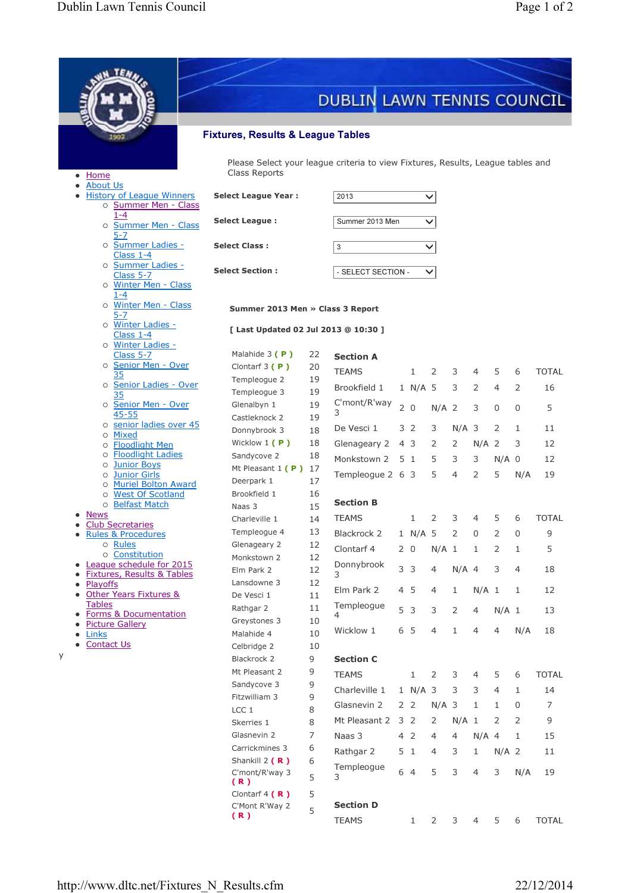# DUBLIN LAWN TENNIS COUNCIL

## Fixtures, Results & League Tables

- Home
- About Us
- History of League Winners
  - Summer Men - Class 1-4
  - Summer Men - Class 5-7
  - Summer Ladies - Class 1-4
  - Summer Ladies - Class 5-7
  - Winter Men - Class 1-4
  - Winter Men - Class 5-7
  - Winter Ladies - Class 1-4
  - Winter Ladies - Class 5-7
  - Senior Men - Over 35
  - Senior Ladies - Over 35
  - Senior Men - Over 45-55
  - senior ladies over 45
  - Mixed
  - Floodlight Men
  - Floodlight Ladies
  - Junior Boys
  - Junior Girls
  - Muriel Bolton Award
  - West Of Scotland
  - Belfast Match
- News
- Club Secretaries
- Rules & Procedures
  - Rules
  - Constitution
- League schedule for 2015
- Fixtures, Results & Tables
- Playoffs
- Other Years Fixtures & Tables
- Forms & Documentation
- Picture Gallery
- Links
- Contact Us

y

Please Select your league criteria to view Fixtures, Results, League tables and Class Reports

**Select League Year :** 2013

**Select League :** Summer 2013 Men

**Select Class :** 3

**Select Section :** - SELECT SECTION -

**Summer 2013 Men » Class 3 Report**

**[ Last Updated 02 Jul 2013 @ 10:30 ]**

| Team | Points |
|---|---|
| Malahide 3 **( P )** | 22 |
| Clontarf 3 **( P )** | 20 |
| Templeogue 2 | 19 |
| Templeogue 3 | 19 |
| Glenalbyn 1 | 19 |
| Castleknock 2 | 19 |
| Donnybrook 3 | 18 |
| Wicklow 1 **( P )** | 18 |
| Sandycove 2 | 18 |
| Mt Pleasant 1 **( P )** | 17 |
| Deerpark 1 | 17 |
| Brookfield 1 | 16 |
| Naas 3 | 15 |
| Charleville 1 | 14 |
| Templeogue 4 | 13 |
| Glenageary 2 | 12 |
| Monkstown 2 | 12 |
| Elm Park 2 | 12 |
| Lansdowne 3 | 12 |
| De Vesci 1 | 11 |
| Rathgar 2 | 11 |
| Greystones 3 | 10 |
| Malahide 4 | 10 |
| Celbridge 2 | 10 |
| Blackrock 2 | 9 |
| Mt Pleasant 2 | 9 |
| Sandycove 3 | 9 |
| Fitzwilliam 3 | 9 |
| LCC 1 | 8 |
| Skerries 1 | 8 |
| Glasnevin 2 | 7 |
| Carrickmines 3 | 6 |
| Shankill 2 **( R )** | 6 |
| C'mont/R'way 3 **( R )** | 5 |
| Clontarf 4 **( R )** | 5 |
| C'Mont R'Way 2 **( R )** | 5 |

### Section A

| TEAMS | | 1 | 2 | 3 | 4 | 5 | 6 | TOTAL |
|---|---|---|---|---|---|---|---|---|
| Brookfield 1 | 1 | N/A | 5 | 3 | 2 | 4 | 2 | 16 |
| C'mont/R'way 3 | 2 | 0 | N/A | 2 | 3 | 0 | 0 | 5 |
| De Vesci 1 | 3 | 2 | 3 | N/A | 3 | 2 | 1 | 11 |
| Glenageary 2 | 4 | 3 | 2 | 2 | N/A | 2 | 3 | 12 |
| Monkstown 2 | 5 | 1 | 5 | 3 | 3 | N/A | 0 | 12 |
| Templeogue 2 | 6 | 3 | 5 | 4 | 2 | 5 | N/A | 19 |

### Section B

| TEAMS | | 1 | 2 | 3 | 4 | 5 | 6 | TOTAL |
|---|---|---|---|---|---|---|---|---|
| Blackrock 2 | 1 | N/A | 5 | 2 | 0 | 2 | 0 | 9 |
| Clontarf 4 | 2 | 0 | N/A | 1 | 1 | 2 | 1 | 5 |
| Donnybrook 3 | 3 | 3 | 4 | N/A | 4 | 3 | 4 | 18 |
| Elm Park 2 | 4 | 5 | 4 | 1 | N/A | 1 | 1 | 12 |
| Templeogue 4 | 5 | 3 | 3 | 2 | 4 | N/A | 1 | 13 |
| Wicklow 1 | 6 | 5 | 4 | 1 | 4 | 4 | N/A | 18 |

### Section C

| TEAMS | | 1 | 2 | 3 | 4 | 5 | 6 | TOTAL |
|---|---|---|---|---|---|---|---|---|
| Charleville 1 | 1 | N/A | 3 | 3 | 3 | 4 | 1 | 14 |
| Glasnevin 2 | 2 | 2 | N/A | 3 | 1 | 1 | 0 | 7 |
| Mt Pleasant 2 | 3 | 2 | 2 | N/A | 1 | 2 | 2 | 9 |
| Naas 3 | 4 | 2 | 4 | 4 | N/A | 4 | 1 | 15 |
| Rathgar 2 | 5 | 1 | 4 | 3 | 1 | N/A | 2 | 11 |
| Templeogue 3 | 6 | 4 | 5 | 3 | 4 | 3 | N/A | 19 |

### Section D

| TEAMS | | 1 | 2 | 3 | 4 | 5 | 6 | TOTAL |
|---|---|---|---|---|---|---|---|---|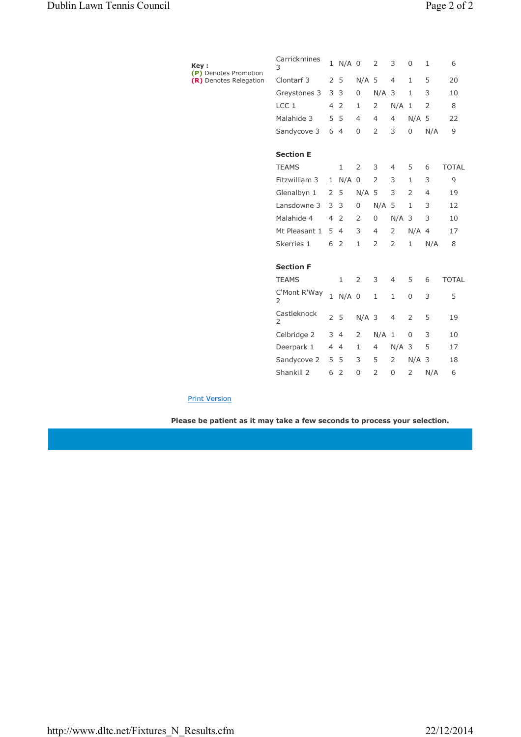**Key :**
**(P)** Denotes Promotion
**(R)** Denotes Relegation

| | | | | | | | | |
|---|---|---|---|---|---|---|---|---|
| Carrickmines 3 | 1 | N/A | 0 | 2 | 3 | 0 | 1 | 6 |
| Clontarf 3 | 2 | 5 | N/A | 5 | 4 | 1 | 5 | 20 |
| Greystones 3 | 3 | 3 | 0 | N/A | 3 | 1 | 3 | 10 |
| LCC 1 | 4 | 2 | 1 | 2 | N/A | 1 | 2 | 8 |
| Malahide 3 | 5 | 5 | 4 | 4 | 4 | N/A | 5 | 22 |
| Sandycove 3 | 6 | 4 | 0 | 2 | 3 | 0 | N/A | 9 |

**Section E**

| TEAMS | | 1 | 2 | 3 | 4 | 5 | 6 | TOTAL |
|---|---|---|---|---|---|---|---|---|
| Fitzwilliam 3 | 1 | N/A | 0 | 2 | 3 | 1 | 3 | 9 |
| Glenalbyn 1 | 2 | 5 | N/A | 5 | 3 | 2 | 4 | 19 |
| Lansdowne 3 | 3 | 3 | 0 | N/A | 5 | 1 | 3 | 12 |
| Malahide 4 | 4 | 2 | 2 | 0 | N/A | 3 | 3 | 10 |
| Mt Pleasant 1 | 5 | 4 | 3 | 4 | 2 | N/A | 4 | 17 |
| Skerries 1 | 6 | 2 | 1 | 2 | 2 | 1 | N/A | 8 |

**Section F**

| TEAMS | | 1 | 2 | 3 | 4 | 5 | 6 | TOTAL |
|---|---|---|---|---|---|---|---|---|
| C'Mont R'Way 2 | 1 | N/A | 0 | 1 | 1 | 0 | 3 | 5 |
| Castleknock 2 | 2 | 5 | N/A | 3 | 4 | 2 | 5 | 19 |
| Celbridge 2 | 3 | 4 | 2 | N/A | 1 | 0 | 3 | 10 |
| Deerpark 1 | 4 | 4 | 1 | 4 | N/A | 3 | 5 | 17 |
| Sandycove 2 | 5 | 5 | 3 | 5 | 2 | N/A | 3 | 18 |
| Shankill 2 | 6 | 2 | 0 | 2 | 0 | 2 | N/A | 6 |

Print Version

**Please be patient as it may take a few seconds to process your selection.**